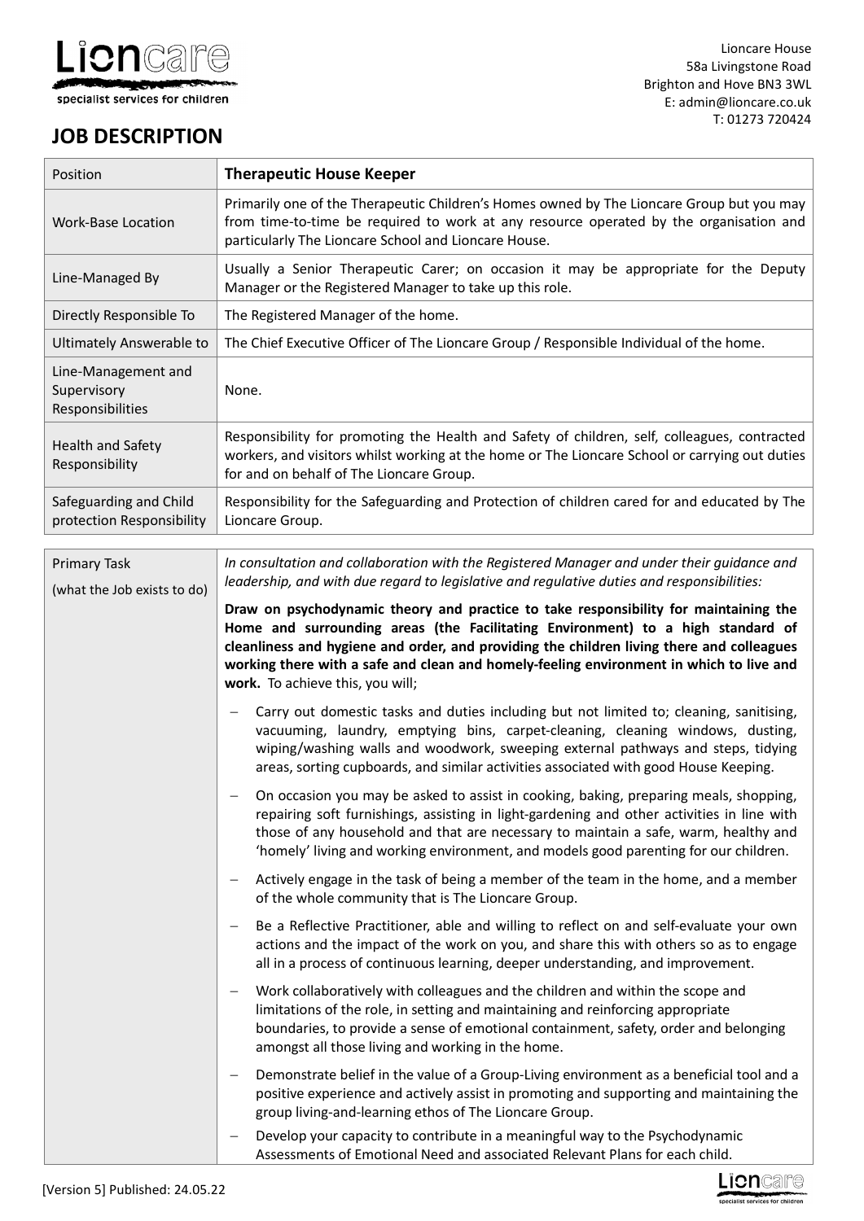Lioncare
specialist services for children

Lioncare House
58a Livingstone Road
Brighton and Hove BN3 3WL
E: admin@lioncare.co.uk
T: 01273 720424

# JOB DESCRIPTION

| Position | **Therapeutic House Keeper** |
|---|---|
| Work-Base Location | Primarily one of the Therapeutic Children's Homes owned by The Lioncare Group but you may from time-to-time be required to work at any resource operated by the organisation and particularly The Lioncare School and Lioncare House. |
| Line-Managed By | Usually a Senior Therapeutic Carer; on occasion it may be appropriate for the Deputy Manager or the Registered Manager to take up this role. |
| Directly Responsible To | The Registered Manager of the home. |
| Ultimately Answerable to | The Chief Executive Officer of The Lioncare Group / Responsible Individual of the home. |
| Line-Management and Supervisory Responsibilities | None. |
| Health and Safety Responsibility | Responsibility for promoting the Health and Safety of children, self, colleagues, contracted workers, and visitors whilst working at the home or The Lioncare School or carrying out duties for and on behalf of The Lioncare Group. |
| Safeguarding and Child protection Responsibility | Responsibility for the Safeguarding and Protection of children cared for and educated by The Lioncare Group. |

| Primary Task (what the Job exists to do) | *In consultation and collaboration with the Registered Manager and under their guidance and leadership, and with due regard to legislative and regulative duties and responsibilities:* <br><br> **Draw on psychodynamic theory and practice to take responsibility for maintaining the Home and surrounding areas (the Facilitating Environment) to a high standard of cleanliness and hygiene and order, and providing the children living there and colleagues working there with a safe and clean and homely-feeling environment in which to live and work.** To achieve this, you will; <br><br> – Carry out domestic tasks and duties including but not limited to; cleaning, sanitising, vacuuming, laundry, emptying bins, carpet-cleaning, cleaning windows, dusting, wiping/washing walls and woodwork, sweeping external pathways and steps, tidying areas, sorting cupboards, and similar activities associated with good House Keeping. <br><br> – On occasion you may be asked to assist in cooking, baking, preparing meals, shopping, repairing soft furnishings, assisting in light-gardening and other activities in line with those of any household and that are necessary to maintain a safe, warm, healthy and 'homely' living and working environment, and models good parenting for our children. <br><br> – Actively engage in the task of being a member of the team in the home, and a member of the whole community that is The Lioncare Group. <br><br> – Be a Reflective Practitioner, able and willing to reflect on and self-evaluate your own actions and the impact of the work on you, and share this with others so as to engage all in a process of continuous learning, deeper understanding, and improvement. <br><br> – Work collaboratively with colleagues and the children and within the scope and limitations of the role, in setting and maintaining and reinforcing appropriate boundaries, to provide a sense of emotional containment, safety, order and belonging amongst all those living and working in the home. <br><br> – Demonstrate belief in the value of a Group-Living environment as a beneficial tool and a positive experience and actively assist in promoting and supporting and maintaining the group living-and-learning ethos of The Lioncare Group. <br><br> – Develop your capacity to contribute in a meaningful way to the Psychodynamic Assessments of Emotional Need and associated Relevant Plans for each child. |
|---|---|

[Version 5] Published: 24.05.22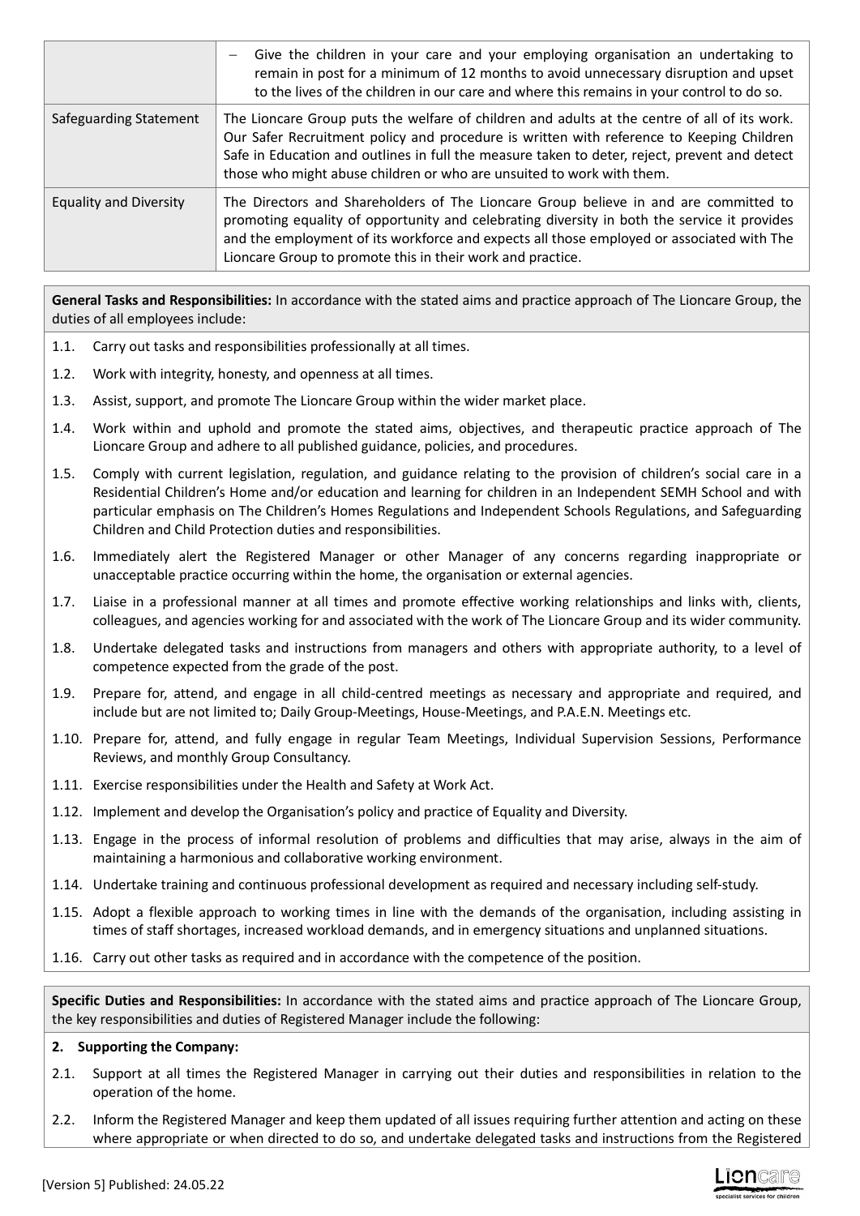| | |
|---|---|
| | – Give the children in your care and your employing organisation an undertaking to remain in post for a minimum of 12 months to avoid unnecessary disruption and upset to the lives of the children in our care and where this remains in your control to do so. |
| Safeguarding Statement | The Lioncare Group puts the welfare of children and adults at the centre of all of its work. Our Safer Recruitment policy and procedure is written with reference to Keeping Children Safe in Education and outlines in full the measure taken to deter, reject, prevent and detect those who might abuse children or who are unsuited to work with them. |
| Equality and Diversity | The Directors and Shareholders of The Lioncare Group believe in and are committed to promoting equality of opportunity and celebrating diversity in both the service it provides and the employment of its workforce and expects all those employed or associated with The Lioncare Group to promote this in their work and practice. |

**General Tasks and Responsibilities:** In accordance with the stated aims and practice approach of The Lioncare Group, the duties of all employees include:

1.1. Carry out tasks and responsibilities professionally at all times.

1.2. Work with integrity, honesty, and openness at all times.

1.3. Assist, support, and promote The Lioncare Group within the wider market place.

1.4. Work within and uphold and promote the stated aims, objectives, and therapeutic practice approach of The Lioncare Group and adhere to all published guidance, policies, and procedures.

1.5. Comply with current legislation, regulation, and guidance relating to the provision of children's social care in a Residential Children's Home and/or education and learning for children in an Independent SEMH School and with particular emphasis on The Children's Homes Regulations and Independent Schools Regulations, and Safeguarding Children and Child Protection duties and responsibilities.

1.6. Immediately alert the Registered Manager or other Manager of any concerns regarding inappropriate or unacceptable practice occurring within the home, the organisation or external agencies.

1.7. Liaise in a professional manner at all times and promote effective working relationships and links with, clients, colleagues, and agencies working for and associated with the work of The Lioncare Group and its wider community.

1.8. Undertake delegated tasks and instructions from managers and others with appropriate authority, to a level of competence expected from the grade of the post.

1.9. Prepare for, attend, and engage in all child-centred meetings as necessary and appropriate and required, and include but are not limited to; Daily Group-Meetings, House-Meetings, and P.A.E.N. Meetings etc.

1.10. Prepare for, attend, and fully engage in regular Team Meetings, Individual Supervision Sessions, Performance Reviews, and monthly Group Consultancy.

1.11. Exercise responsibilities under the Health and Safety at Work Act.

1.12. Implement and develop the Organisation's policy and practice of Equality and Diversity.

1.13. Engage in the process of informal resolution of problems and difficulties that may arise, always in the aim of maintaining a harmonious and collaborative working environment.

1.14. Undertake training and continuous professional development as required and necessary including self-study.

1.15. Adopt a flexible approach to working times in line with the demands of the organisation, including assisting in times of staff shortages, increased workload demands, and in emergency situations and unplanned situations.

1.16. Carry out other tasks as required and in accordance with the competence of the position.

**Specific Duties and Responsibilities:** In accordance with the stated aims and practice approach of The Lioncare Group, the key responsibilities and duties of Registered Manager include the following:

**2. Supporting the Company:**

2.1. Support at all times the Registered Manager in carrying out their duties and responsibilities in relation to the operation of the home.

2.2. Inform the Registered Manager and keep them updated of all issues requiring further attention and acting on these where appropriate or when directed to do so, and undertake delegated tasks and instructions from the Registered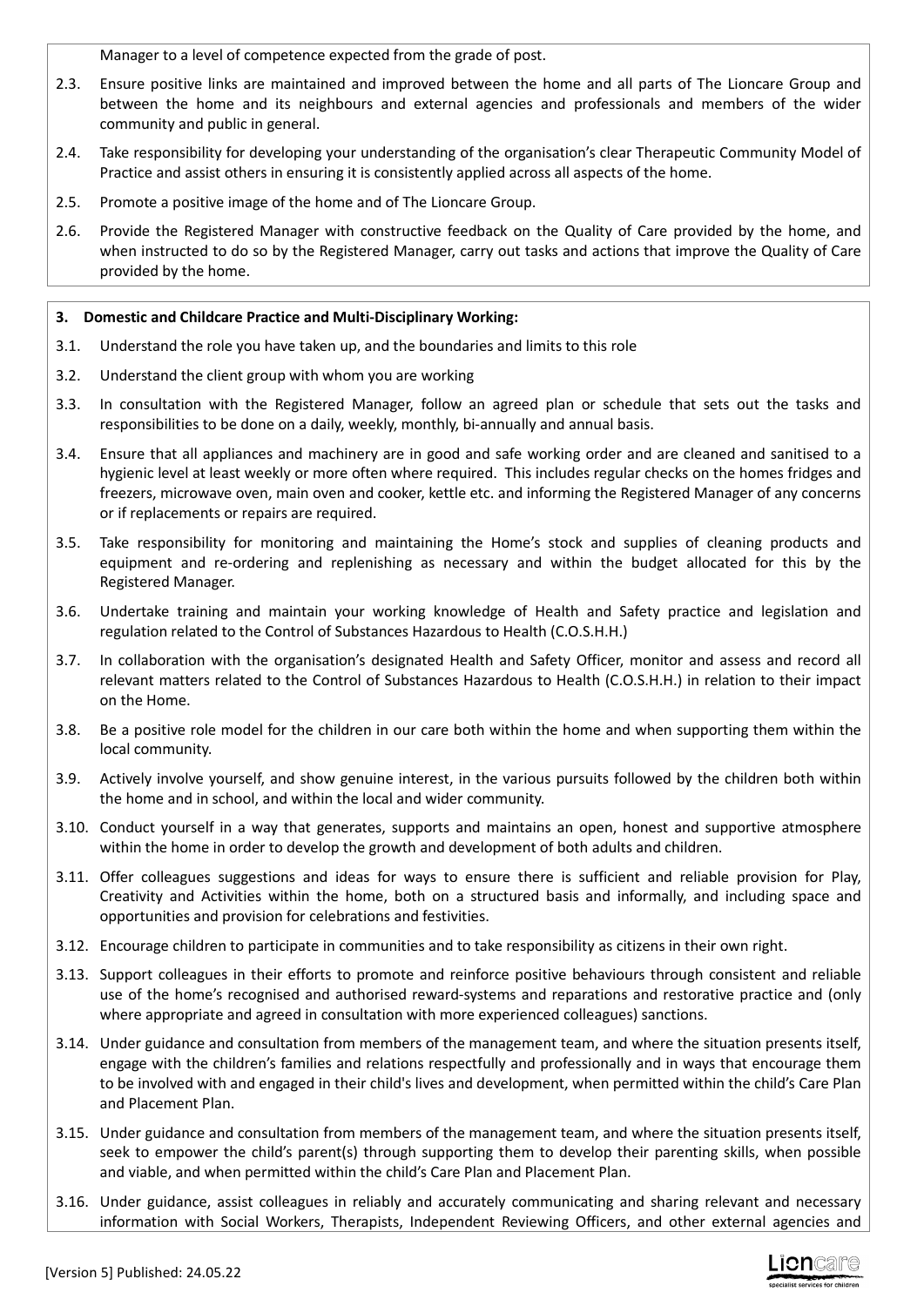Manager to a level of competence expected from the grade of post.

2.3. Ensure positive links are maintained and improved between the home and all parts of The Lioncare Group and between the home and its neighbours and external agencies and professionals and members of the wider community and public in general.

2.4. Take responsibility for developing your understanding of the organisation's clear Therapeutic Community Model of Practice and assist others in ensuring it is consistently applied across all aspects of the home.

2.5. Promote a positive image of the home and of The Lioncare Group.

2.6. Provide the Registered Manager with constructive feedback on the Quality of Care provided by the home, and when instructed to do so by the Registered Manager, carry out tasks and actions that improve the Quality of Care provided by the home.

**3. Domestic and Childcare Practice and Multi-Disciplinary Working:**

3.1. Understand the role you have taken up, and the boundaries and limits to this role

3.2. Understand the client group with whom you are working

3.3. In consultation with the Registered Manager, follow an agreed plan or schedule that sets out the tasks and responsibilities to be done on a daily, weekly, monthly, bi-annually and annual basis.

3.4. Ensure that all appliances and machinery are in good and safe working order and are cleaned and sanitised to a hygienic level at least weekly or more often where required. This includes regular checks on the homes fridges and freezers, microwave oven, main oven and cooker, kettle etc. and informing the Registered Manager of any concerns or if replacements or repairs are required.

3.5. Take responsibility for monitoring and maintaining the Home's stock and supplies of cleaning products and equipment and re-ordering and replenishing as necessary and within the budget allocated for this by the Registered Manager.

3.6. Undertake training and maintain your working knowledge of Health and Safety practice and legislation and regulation related to the Control of Substances Hazardous to Health (C.O.S.H.H.)

3.7. In collaboration with the organisation's designated Health and Safety Officer, monitor and assess and record all relevant matters related to the Control of Substances Hazardous to Health (C.O.S.H.H.) in relation to their impact on the Home.

3.8. Be a positive role model for the children in our care both within the home and when supporting them within the local community.

3.9. Actively involve yourself, and show genuine interest, in the various pursuits followed by the children both within the home and in school, and within the local and wider community.

3.10. Conduct yourself in a way that generates, supports and maintains an open, honest and supportive atmosphere within the home in order to develop the growth and development of both adults and children.

3.11. Offer colleagues suggestions and ideas for ways to ensure there is sufficient and reliable provision for Play, Creativity and Activities within the home, both on a structured basis and informally, and including space and opportunities and provision for celebrations and festivities.

3.12. Encourage children to participate in communities and to take responsibility as citizens in their own right.

3.13. Support colleagues in their efforts to promote and reinforce positive behaviours through consistent and reliable use of the home's recognised and authorised reward-systems and reparations and restorative practice and (only where appropriate and agreed in consultation with more experienced colleagues) sanctions.

3.14. Under guidance and consultation from members of the management team, and where the situation presents itself, engage with the children's families and relations respectfully and professionally and in ways that encourage them to be involved with and engaged in their child's lives and development, when permitted within the child's Care Plan and Placement Plan.

3.15. Under guidance and consultation from members of the management team, and where the situation presents itself, seek to empower the child's parent(s) through supporting them to develop their parenting skills, when possible and viable, and when permitted within the child's Care Plan and Placement Plan.

3.16. Under guidance, assist colleagues in reliably and accurately communicating and sharing relevant and necessary information with Social Workers, Therapists, Independent Reviewing Officers, and other external agencies and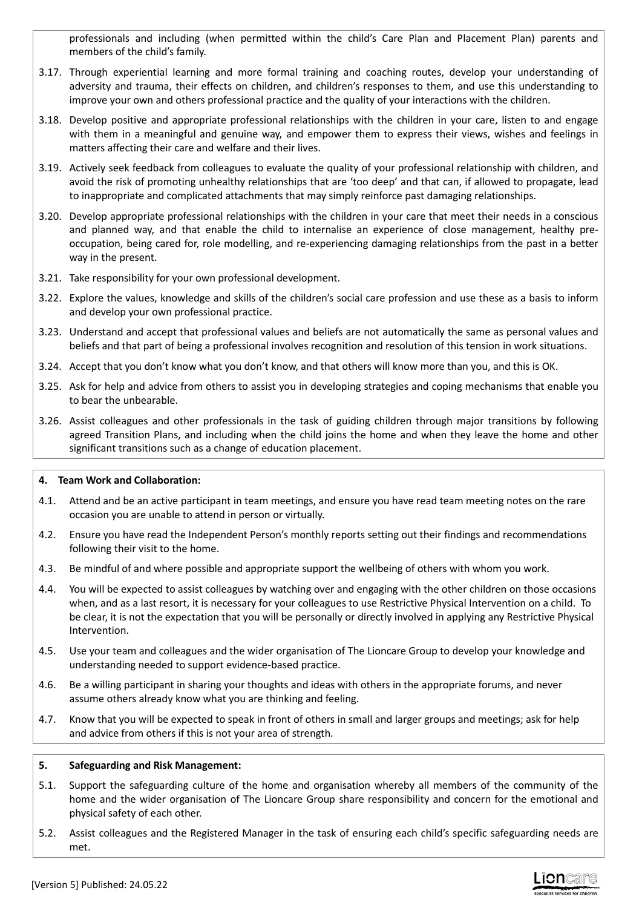professionals and including (when permitted within the child's Care Plan and Placement Plan) parents and members of the child's family.

3.17. Through experiential learning and more formal training and coaching routes, develop your understanding of adversity and trauma, their effects on children, and children's responses to them, and use this understanding to improve your own and others professional practice and the quality of your interactions with the children.

3.18. Develop positive and appropriate professional relationships with the children in your care, listen to and engage with them in a meaningful and genuine way, and empower them to express their views, wishes and feelings in matters affecting their care and welfare and their lives.

3.19. Actively seek feedback from colleagues to evaluate the quality of your professional relationship with children, and avoid the risk of promoting unhealthy relationships that are 'too deep' and that can, if allowed to propagate, lead to inappropriate and complicated attachments that may simply reinforce past damaging relationships.

3.20. Develop appropriate professional relationships with the children in your care that meet their needs in a conscious and planned way, and that enable the child to internalise an experience of close management, healthy pre-occupation, being cared for, role modelling, and re-experiencing damaging relationships from the past in a better way in the present.

3.21. Take responsibility for your own professional development.

3.22. Explore the values, knowledge and skills of the children's social care profession and use these as a basis to inform and develop your own professional practice.

3.23. Understand and accept that professional values and beliefs are not automatically the same as personal values and beliefs and that part of being a professional involves recognition and resolution of this tension in work situations.

3.24. Accept that you don't know what you don't know, and that others will know more than you, and this is OK.

3.25. Ask for help and advice from others to assist you in developing strategies and coping mechanisms that enable you to bear the unbearable.

3.26. Assist colleagues and other professionals in the task of guiding children through major transitions by following agreed Transition Plans, and including when the child joins the home and when they leave the home and other significant transitions such as a change of education placement.

**4. Team Work and Collaboration:**

4.1. Attend and be an active participant in team meetings, and ensure you have read team meeting notes on the rare occasion you are unable to attend in person or virtually.

4.2. Ensure you have read the Independent Person's monthly reports setting out their findings and recommendations following their visit to the home.

4.3. Be mindful of and where possible and appropriate support the wellbeing of others with whom you work.

4.4. You will be expected to assist colleagues by watching over and engaging with the other children on those occasions when, and as a last resort, it is necessary for your colleagues to use Restrictive Physical Intervention on a child. To be clear, it is not the expectation that you will be personally or directly involved in applying any Restrictive Physical Intervention.

4.5. Use your team and colleagues and the wider organisation of The Lioncare Group to develop your knowledge and understanding needed to support evidence-based practice.

4.6. Be a willing participant in sharing your thoughts and ideas with others in the appropriate forums, and never assume others already know what you are thinking and feeling.

4.7. Know that you will be expected to speak in front of others in small and larger groups and meetings; ask for help and advice from others if this is not your area of strength.

**5. Safeguarding and Risk Management:**

5.1. Support the safeguarding culture of the home and organisation whereby all members of the community of the home and the wider organisation of The Lioncare Group share responsibility and concern for the emotional and physical safety of each other.

5.2. Assist colleagues and the Registered Manager in the task of ensuring each child's specific safeguarding needs are met.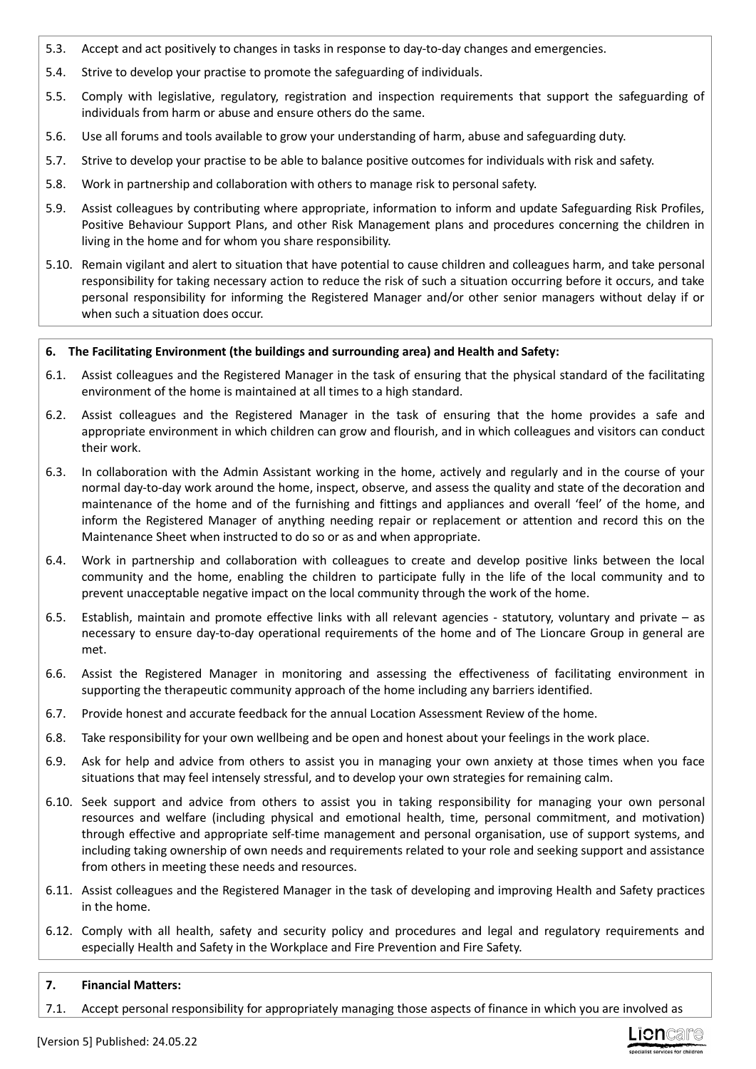5.3. Accept and act positively to changes in tasks in response to day-to-day changes and emergencies.

5.4. Strive to develop your practise to promote the safeguarding of individuals.

5.5. Comply with legislative, regulatory, registration and inspection requirements that support the safeguarding of individuals from harm or abuse and ensure others do the same.

5.6. Use all forums and tools available to grow your understanding of harm, abuse and safeguarding duty.

5.7. Strive to develop your practise to be able to balance positive outcomes for individuals with risk and safety.

5.8. Work in partnership and collaboration with others to manage risk to personal safety.

5.9. Assist colleagues by contributing where appropriate, information to inform and update Safeguarding Risk Profiles, Positive Behaviour Support Plans, and other Risk Management plans and procedures concerning the children in living in the home and for whom you share responsibility.

5.10. Remain vigilant and alert to situation that have potential to cause children and colleagues harm, and take personal responsibility for taking necessary action to reduce the risk of such a situation occurring before it occurs, and take personal responsibility for informing the Registered Manager and/or other senior managers without delay if or when such a situation does occur.

**6. The Facilitating Environment (the buildings and surrounding area) and Health and Safety:**

6.1. Assist colleagues and the Registered Manager in the task of ensuring that the physical standard of the facilitating environment of the home is maintained at all times to a high standard.

6.2. Assist colleagues and the Registered Manager in the task of ensuring that the home provides a safe and appropriate environment in which children can grow and flourish, and in which colleagues and visitors can conduct their work.

6.3. In collaboration with the Admin Assistant working in the home, actively and regularly and in the course of your normal day-to-day work around the home, inspect, observe, and assess the quality and state of the decoration and maintenance of the home and of the furnishing and fittings and appliances and overall 'feel' of the home, and inform the Registered Manager of anything needing repair or replacement or attention and record this on the Maintenance Sheet when instructed to do so or as and when appropriate.

6.4. Work in partnership and collaboration with colleagues to create and develop positive links between the local community and the home, enabling the children to participate fully in the life of the local community and to prevent unacceptable negative impact on the local community through the work of the home.

6.5. Establish, maintain and promote effective links with all relevant agencies - statutory, voluntary and private – as necessary to ensure day-to-day operational requirements of the home and of The Lioncare Group in general are met.

6.6. Assist the Registered Manager in monitoring and assessing the effectiveness of facilitating environment in supporting the therapeutic community approach of the home including any barriers identified.

6.7. Provide honest and accurate feedback for the annual Location Assessment Review of the home.

6.8. Take responsibility for your own wellbeing and be open and honest about your feelings in the work place.

6.9. Ask for help and advice from others to assist you in managing your own anxiety at those times when you face situations that may feel intensely stressful, and to develop your own strategies for remaining calm.

6.10. Seek support and advice from others to assist you in taking responsibility for managing your own personal resources and welfare (including physical and emotional health, time, personal commitment, and motivation) through effective and appropriate self-time management and personal organisation, use of support systems, and including taking ownership of own needs and requirements related to your role and seeking support and assistance from others in meeting these needs and resources.

6.11. Assist colleagues and the Registered Manager in the task of developing and improving Health and Safety practices in the home.

6.12. Comply with all health, safety and security policy and procedures and legal and regulatory requirements and especially Health and Safety in the Workplace and Fire Prevention and Fire Safety.

**7. Financial Matters:**

7.1. Accept personal responsibility for appropriately managing those aspects of finance in which you are involved as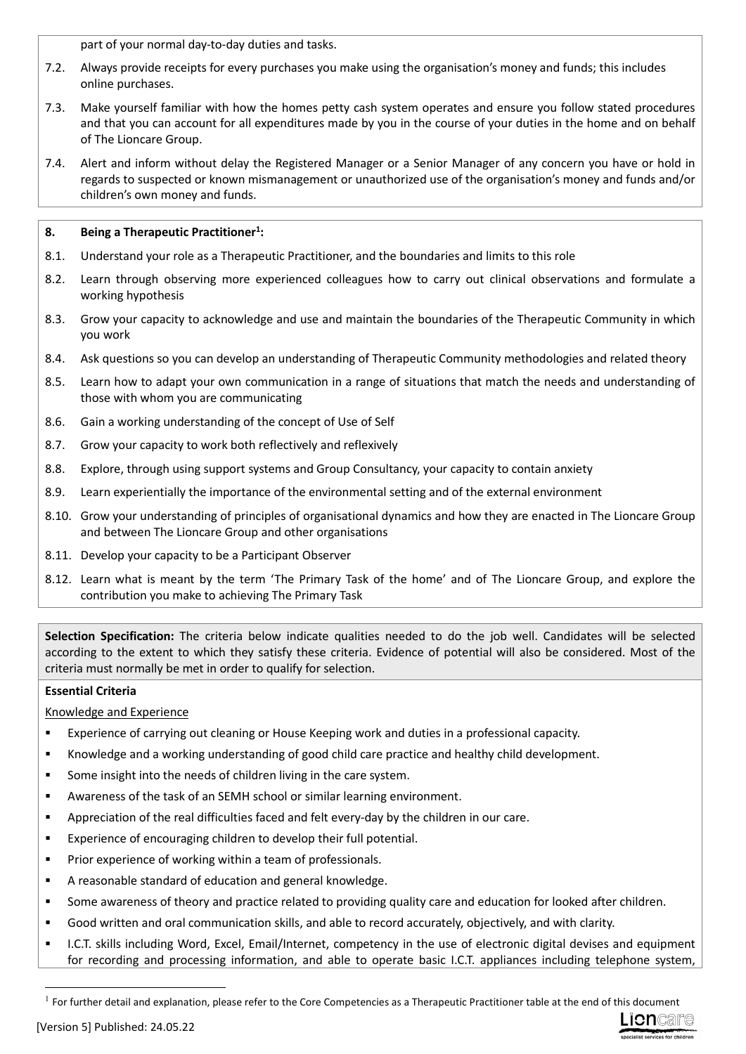part of your normal day-to-day duties and tasks.

7.2. Always provide receipts for every purchases you make using the organisation's money and funds; this includes online purchases.

7.3. Make yourself familiar with how the homes petty cash system operates and ensure you follow stated procedures and that you can account for all expenditures made by you in the course of your duties in the home and on behalf of The Lioncare Group.

7.4. Alert and inform without delay the Registered Manager or a Senior Manager of any concern you have or hold in regards to suspected or known mismanagement or unauthorized use of the organisation's money and funds and/or children's own money and funds.

**8. Being a Therapeutic Practitioner[1]:**

8.1. Understand your role as a Therapeutic Practitioner, and the boundaries and limits to this role

8.2. Learn through observing more experienced colleagues how to carry out clinical observations and formulate a working hypothesis

8.3. Grow your capacity to acknowledge and use and maintain the boundaries of the Therapeutic Community in which you work

8.4. Ask questions so you can develop an understanding of Therapeutic Community methodologies and related theory

8.5. Learn how to adapt your own communication in a range of situations that match the needs and understanding of those with whom you are communicating

8.6. Gain a working understanding of the concept of Use of Self

8.7. Grow your capacity to work both reflectively and reflexively

8.8. Explore, through using support systems and Group Consultancy, your capacity to contain anxiety

8.9. Learn experientially the importance of the environmental setting and of the external environment

8.10. Grow your understanding of principles of organisational dynamics and how they are enacted in The Lioncare Group and between The Lioncare Group and other organisations

8.11. Develop your capacity to be a Participant Observer

8.12. Learn what is meant by the term 'The Primary Task of the home' and of The Lioncare Group, and explore the contribution you make to achieving The Primary Task

**Selection Specification:** The criteria below indicate qualities needed to do the job well. Candidates will be selected according to the extent to which they satisfy these criteria. Evidence of potential will also be considered. Most of the criteria must normally be met in order to qualify for selection.

**Essential Criteria**

Knowledge and Experience

- Experience of carrying out cleaning or House Keeping work and duties in a professional capacity.
- Knowledge and a working understanding of good child care practice and healthy child development.
- Some insight into the needs of children living in the care system.
- Awareness of the task of an SEMH school or similar learning environment.
- Appreciation of the real difficulties faced and felt every-day by the children in our care.
- Experience of encouraging children to develop their full potential.
- Prior experience of working within a team of professionals.
- A reasonable standard of education and general knowledge.
- Some awareness of theory and practice related to providing quality care and education for looked after children.
- Good written and oral communication skills, and able to record accurately, objectively, and with clarity.
- I.C.T. skills including Word, Excel, Email/Internet, competency in the use of electronic digital devises and equipment for recording and processing information, and able to operate basic I.C.T. appliances including telephone system,

[1] For further detail and explanation, please refer to the Core Competencies as a Therapeutic Practitioner table at the end of this document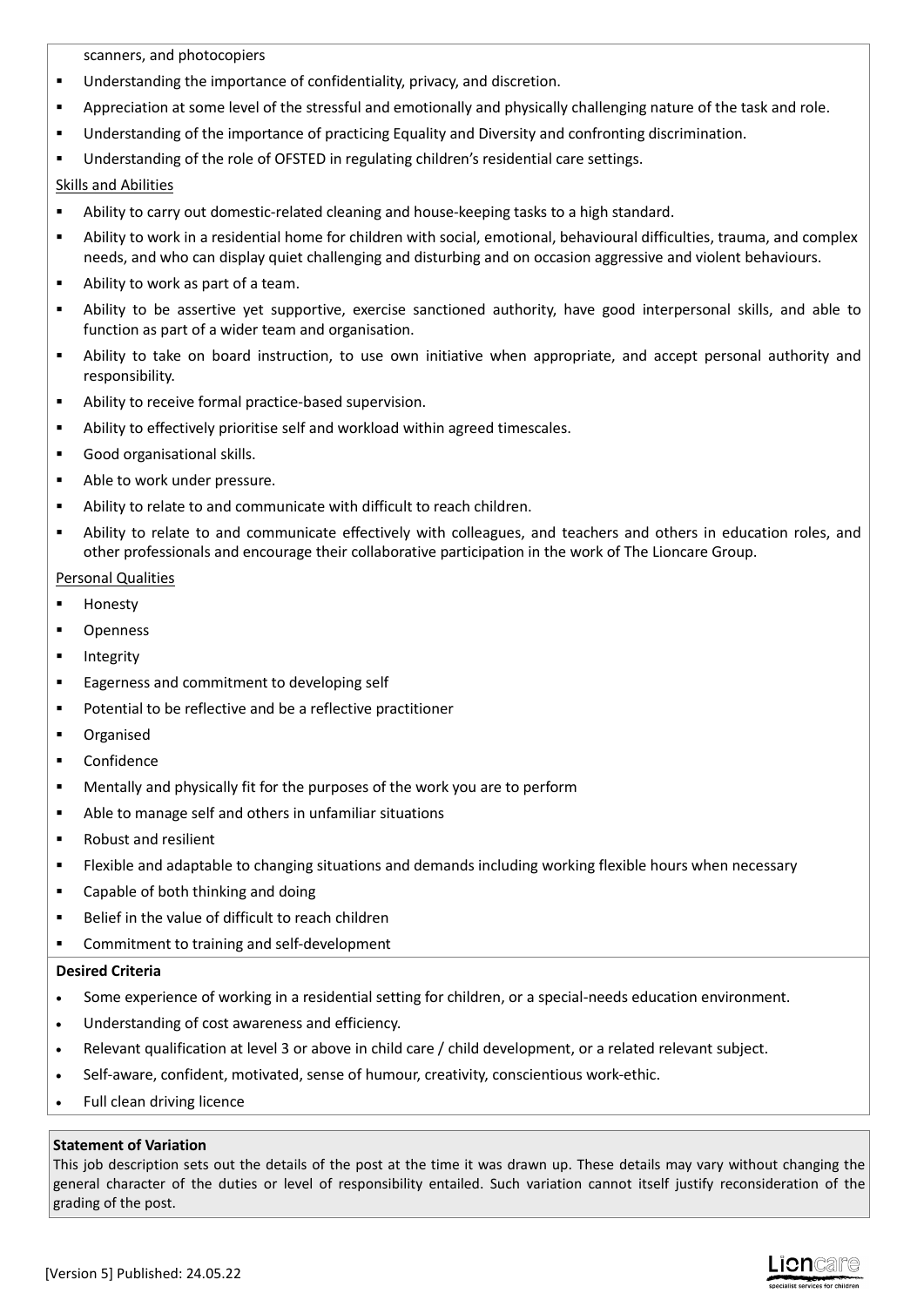scanners, and photocopiers

- Understanding the importance of confidentiality, privacy, and discretion.
- Appreciation at some level of the stressful and emotionally and physically challenging nature of the task and role.
- Understanding of the importance of practicing Equality and Diversity and confronting discrimination.
- Understanding of the role of OFSTED in regulating children's residential care settings.

Skills and Abilities

- Ability to carry out domestic-related cleaning and house-keeping tasks to a high standard.
- Ability to work in a residential home for children with social, emotional, behavioural difficulties, trauma, and complex needs, and who can display quiet challenging and disturbing and on occasion aggressive and violent behaviours.
- Ability to work as part of a team.
- Ability to be assertive yet supportive, exercise sanctioned authority, have good interpersonal skills, and able to function as part of a wider team and organisation.
- Ability to take on board instruction, to use own initiative when appropriate, and accept personal authority and responsibility.
- Ability to receive formal practice-based supervision.
- Ability to effectively prioritise self and workload within agreed timescales.
- Good organisational skills.
- Able to work under pressure.
- Ability to relate to and communicate with difficult to reach children.
- Ability to relate to and communicate effectively with colleagues, and teachers and others in education roles, and other professionals and encourage their collaborative participation in the work of The Lioncare Group.

Personal Qualities

- Honesty
- Openness
- Integrity
- Eagerness and commitment to developing self
- Potential to be reflective and be a reflective practitioner
- Organised
- Confidence
- Mentally and physically fit for the purposes of the work you are to perform
- Able to manage self and others in unfamiliar situations
- Robust and resilient
- Flexible and adaptable to changing situations and demands including working flexible hours when necessary
- Capable of both thinking and doing
- Belief in the value of difficult to reach children
- Commitment to training and self-development

**Desired Criteria**

- Some experience of working in a residential setting for children, or a special-needs education environment.
- Understanding of cost awareness and efficiency.
- Relevant qualification at level 3 or above in child care / child development, or a related relevant subject.
- Self-aware, confident, motivated, sense of humour, creativity, conscientious work-ethic.
- Full clean driving licence

**Statement of Variation**

This job description sets out the details of the post at the time it was drawn up. These details may vary without changing the general character of the duties or level of responsibility entailed. Such variation cannot itself justify reconsideration of the grading of the post.

[Version 5] Published: 24.05.22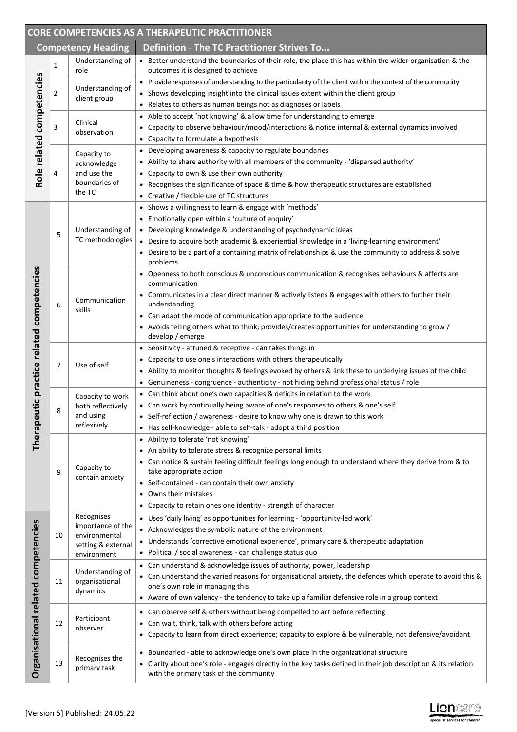| CORE COMPETENCIES AS A THERAPEUTIC PRACTITIONER | | | |
|---|---|---|---|
| | | **Competency Heading** | **Definition - The TC Practitioner Strives To...** |
| **Role related competencies** | 1 | Understanding of role | • Better understand the boundaries of their role, the place this has within the wider organisation & the outcomes it is designed to achieve |
| | 2 | Understanding of client group | • Provide responses of understanding to the particularity of the client within the context of the community<br>• Shows developing insight into the clinical issues extent within the client group<br>• Relates to others as human beings not as diagnoses or labels |
| | 3 | Clinical observation | • Able to accept 'not knowing' & allow time for understanding to emerge<br>• Capacity to observe behaviour/mood/interactions & notice internal & external dynamics involved<br>• Capacity to formulate a hypothesis |
| | 4 | Capacity to acknowledge and use the boundaries of the TC | • Developing awareness & capacity to regulate boundaries<br>• Ability to share authority with all members of the community - 'dispersed authority'<br>• Capacity to own & use their own authority<br>• Recognises the significance of space & time & how therapeutic structures are established<br>• Creative / flexible use of TC structures |
| **Therapeutic practice related competencies** | 5 | Understanding of TC methodologies | • Shows a willingness to learn & engage with 'methods'<br>• Emotionally open within a 'culture of enquiry'<br>• Developing knowledge & understanding of psychodynamic ideas<br>• Desire to acquire both academic & experiential knowledge in a 'living-learning environment'<br>• Desire to be a part of a containing matrix of relationships & use the community to address & solve problems |
| | 6 | Communication skills | • Openness to both conscious & unconscious communication & recognises behaviours & affects are communication<br>• Communicates in a clear direct manner & actively listens & engages with others to further their understanding<br>• Can adapt the mode of communication appropriate to the audience<br>• Avoids telling others what to think; provides/creates opportunities for understanding to grow / develop / emerge |
| | 7 | Use of self | • Sensitivity - attuned & receptive - can takes things in<br>• Capacity to use one's interactions with others therapeutically<br>• Ability to monitor thoughts & feelings evoked by others & link these to underlying issues of the child<br>• Genuineness - congruence - authenticity - not hiding behind professional status / role |
| | 8 | Capacity to work both reflectively and using reflexively | • Can think about one's own capacities & deficits in relation to the work<br>• Can work by continually being aware of one's responses to others & one's self<br>• Self-reflection / awareness - desire to know why one is drawn to this work<br>• Has self-knowledge - able to self-talk - adopt a third position |
| | 9 | Capacity to contain anxiety | • Ability to tolerate 'not knowing'<br>• An ability to tolerate stress & recognize personal limits<br>• Can notice & sustain feeling difficult feelings long enough to understand where they derive from & to take appropriate action<br>• Self-contained - can contain their own anxiety<br>• Owns their mistakes<br>• Capacity to retain ones one identity - strength of character |
| **Organisational related competencies** | 10 | Recognises importance of the environmental setting & external environment | • Uses 'daily living' as opportunities for learning - 'opportunity-led work'<br>• Acknowledges the symbolic nature of the environment<br>• Understands 'corrective emotional experience', primary care & therapeutic adaptation<br>• Political / social awareness - can challenge status quo |
| | 11 | Understanding of organisational dynamics | • Can understand & acknowledge issues of authority, power, leadership<br>• Can understand the varied reasons for organisational anxiety, the defences which operate to avoid this & one's own role in managing this<br>• Aware of own valency - the tendency to take up a familiar defensive role in a group context |
| | 12 | Participant observer | • Can observe self & others without being compelled to act before reflecting<br>• Can wait, think, talk with others before acting<br>• Capacity to learn from direct experience; capacity to explore & be vulnerable, not defensive/avoidant |
| | 13 | Recognises the primary task | • Boundaried - able to acknowledge one's own place in the organizational structure<br>• Clarity about one's role - engages directly in the key tasks defined in their job description & its relation with the primary task of the community |

[Version 5] Published: 24.05.22

Lioncare specialist services for children